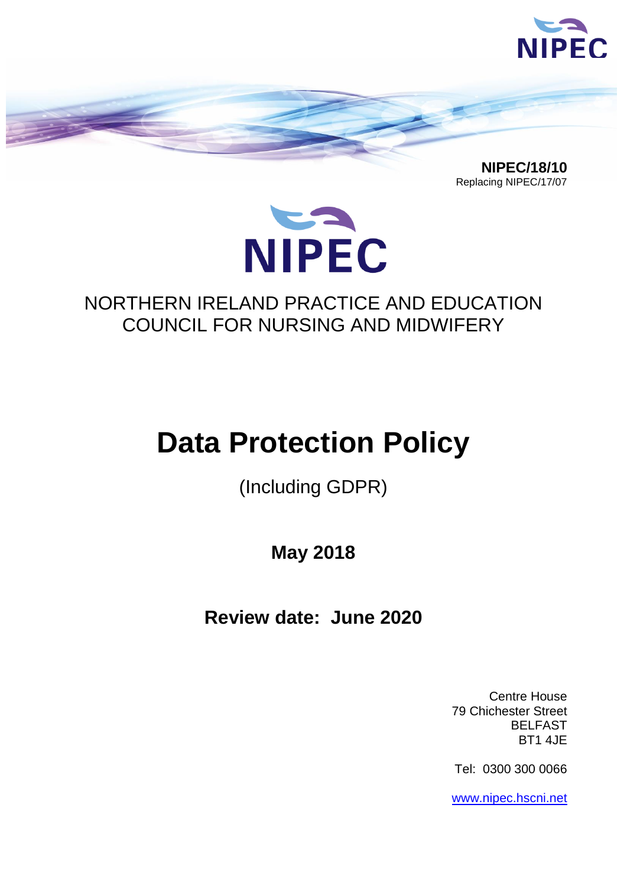NIPEC

**NIPEC/18/10**
Replacing NIPEC/17/07

NIPEC

NORTHERN IRELAND PRACTICE AND EDUCATION COUNCIL FOR NURSING AND MIDWIFERY

# Data Protection Policy

(Including GDPR)

**May 2018**

**Review date: June 2020**

Centre House
79 Chichester Street
BELFAST
BT1 4JE

Tel: 0300 300 0066

www.nipec.hscni.net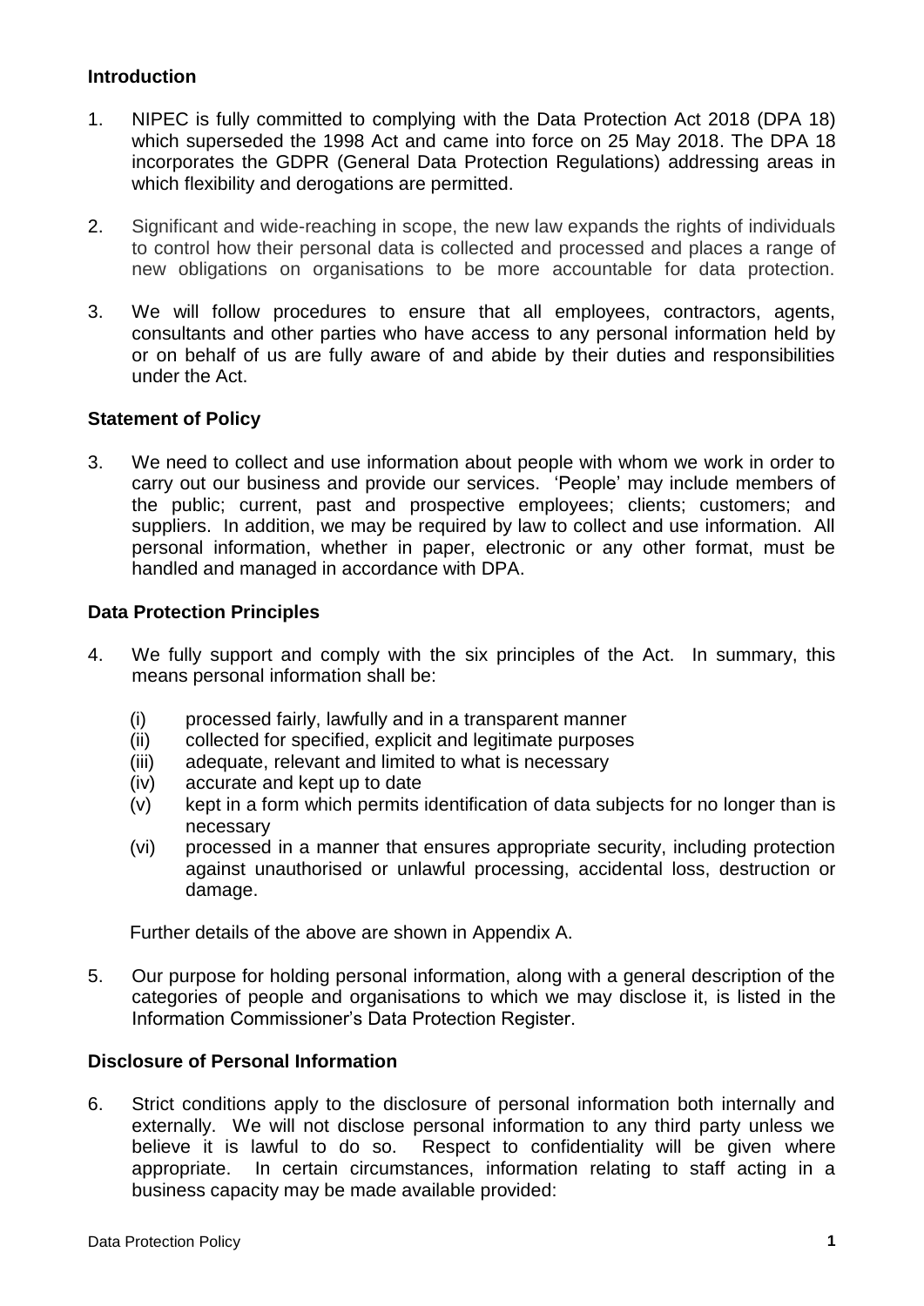## Introduction

1. NIPEC is fully committed to complying with the Data Protection Act 2018 (DPA 18) which superseded the 1998 Act and came into force on 25 May 2018. The DPA 18 incorporates the GDPR (General Data Protection Regulations) addressing areas in which flexibility and derogations are permitted.

2. Significant and wide-reaching in scope, the new law expands the rights of individuals to control how their personal data is collected and processed and places a range of new obligations on organisations to be more accountable for data protection.

3. We will follow procedures to ensure that all employees, contractors, agents, consultants and other parties who have access to any personal information held by or on behalf of us are fully aware of and abide by their duties and responsibilities under the Act.

## Statement of Policy

3. We need to collect and use information about people with whom we work in order to carry out our business and provide our services. 'People' may include members of the public; current, past and prospective employees; clients; customers; and suppliers. In addition, we may be required by law to collect and use information. All personal information, whether in paper, electronic or any other format, must be handled and managed in accordance with DPA.

## Data Protection Principles

4. We fully support and comply with the six principles of the Act. In summary, this means personal information shall be:

   (i) processed fairly, lawfully and in a transparent manner
   (ii) collected for specified, explicit and legitimate purposes
   (iii) adequate, relevant and limited to what is necessary
   (iv) accurate and kept up to date
   (v) kept in a form which permits identification of data subjects for no longer than is necessary
   (vi) processed in a manner that ensures appropriate security, including protection against unauthorised or unlawful processing, accidental loss, destruction or damage.

   Further details of the above are shown in Appendix A.

5. Our purpose for holding personal information, along with a general description of the categories of people and organisations to which we may disclose it, is listed in the Information Commissioner's Data Protection Register.

## Disclosure of Personal Information

6. Strict conditions apply to the disclosure of personal information both internally and externally. We will not disclose personal information to any third party unless we believe it is lawful to do so. Respect to confidentiality will be given where appropriate. In certain circumstances, information relating to staff acting in a business capacity may be made available provided: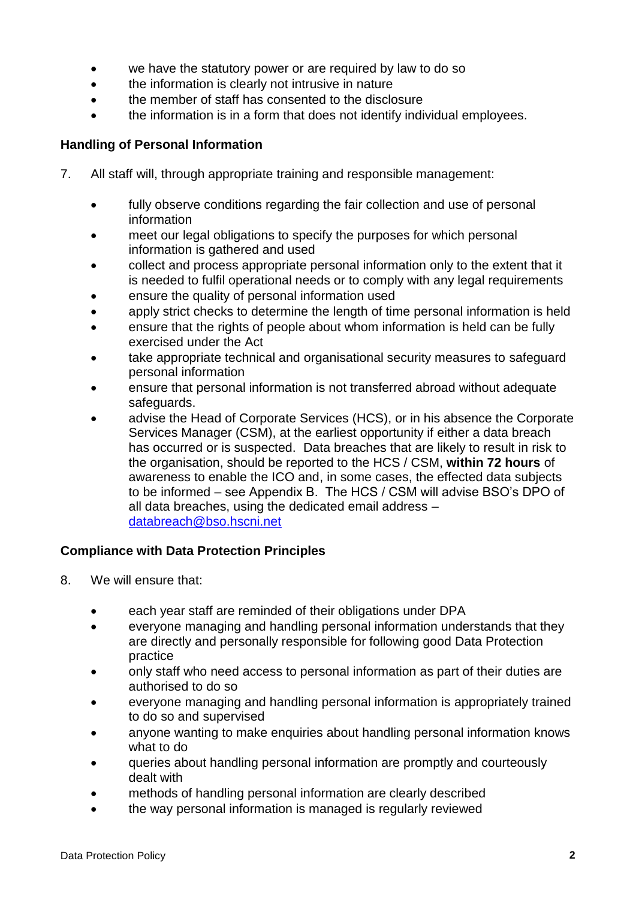- we have the statutory power or are required by law to do so
- the information is clearly not intrusive in nature
- the member of staff has consented to the disclosure
- the information is in a form that does not identify individual employees.

**Handling of Personal Information**

7. All staff will, through appropriate training and responsible management:

   - fully observe conditions regarding the fair collection and use of personal information
   - meet our legal obligations to specify the purposes for which personal information is gathered and used
   - collect and process appropriate personal information only to the extent that it is needed to fulfil operational needs or to comply with any legal requirements
   - ensure the quality of personal information used
   - apply strict checks to determine the length of time personal information is held
   - ensure that the rights of people about whom information is held can be fully exercised under the Act
   - take appropriate technical and organisational security measures to safeguard personal information
   - ensure that personal information is not transferred abroad without adequate safeguards.
   - advise the Head of Corporate Services (HCS), or in his absence the Corporate Services Manager (CSM), at the earliest opportunity if either a data breach has occurred or is suspected. Data breaches that are likely to result in risk to the organisation, should be reported to the HCS / CSM, **within 72 hours** of awareness to enable the ICO and, in some cases, the effected data subjects to be informed – see Appendix B. The HCS / CSM will advise BSO's DPO of all data breaches, using the dedicated email address – databreach@bso.hscni.net

**Compliance with Data Protection Principles**

8. We will ensure that:

   - each year staff are reminded of their obligations under DPA
   - everyone managing and handling personal information understands that they are directly and personally responsible for following good Data Protection practice
   - only staff who need access to personal information as part of their duties are authorised to do so
   - everyone managing and handling personal information is appropriately trained to do so and supervised
   - anyone wanting to make enquiries about handling personal information knows what to do
   - queries about handling personal information are promptly and courteously dealt with
   - methods of handling personal information are clearly described
   - the way personal information is managed is regularly reviewed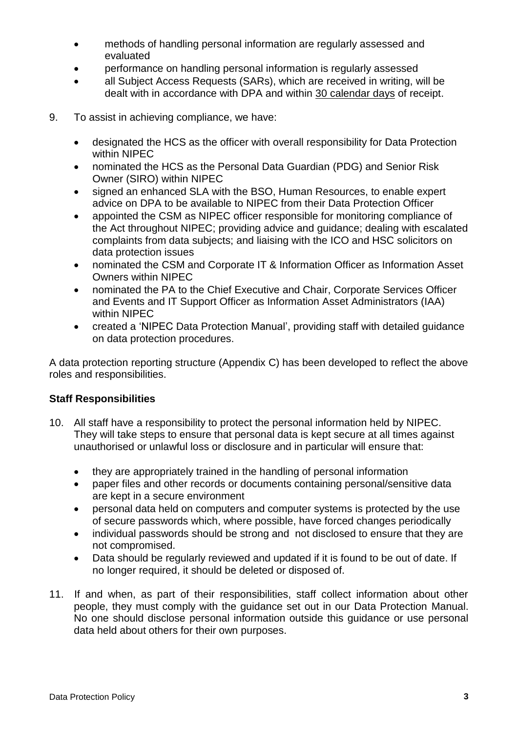- methods of handling personal information are regularly assessed and evaluated
- performance on handling personal information is regularly assessed
- all Subject Access Requests (SARs), which are received in writing, will be dealt with in accordance with DPA and within 30 calendar days of receipt.

9. To assist in achieving compliance, we have:

   - designated the HCS as the officer with overall responsibility for Data Protection within NIPEC
   - nominated the HCS as the Personal Data Guardian (PDG) and Senior Risk Owner (SIRO) within NIPEC
   - signed an enhanced SLA with the BSO, Human Resources, to enable expert advice on DPA to be available to NIPEC from their Data Protection Officer
   - appointed the CSM as NIPEC officer responsible for monitoring compliance of the Act throughout NIPEC; providing advice and guidance; dealing with escalated complaints from data subjects; and liaising with the ICO and HSC solicitors on data protection issues
   - nominated the CSM and Corporate IT & Information Officer as Information Asset Owners within NIPEC
   - nominated the PA to the Chief Executive and Chair, Corporate Services Officer and Events and IT Support Officer as Information Asset Administrators (IAA) within NIPEC
   - created a 'NIPEC Data Protection Manual', providing staff with detailed guidance on data protection procedures.

A data protection reporting structure (Appendix C) has been developed to reflect the above roles and responsibilities.

**Staff Responsibilities**

10. All staff have a responsibility to protect the personal information held by NIPEC. They will take steps to ensure that personal data is kept secure at all times against unauthorised or unlawful loss or disclosure and in particular will ensure that:

    - they are appropriately trained in the handling of personal information
    - paper files and other records or documents containing personal/sensitive data are kept in a secure environment
    - personal data held on computers and computer systems is protected by the use of secure passwords which, where possible, have forced changes periodically
    - individual passwords should be strong and not disclosed to ensure that they are not compromised.
    - Data should be regularly reviewed and updated if it is found to be out of date. If no longer required, it should be deleted or disposed of.

11. If and when, as part of their responsibilities, staff collect information about other people, they must comply with the guidance set out in our Data Protection Manual. No one should disclose personal information outside this guidance or use personal data held about others for their own purposes.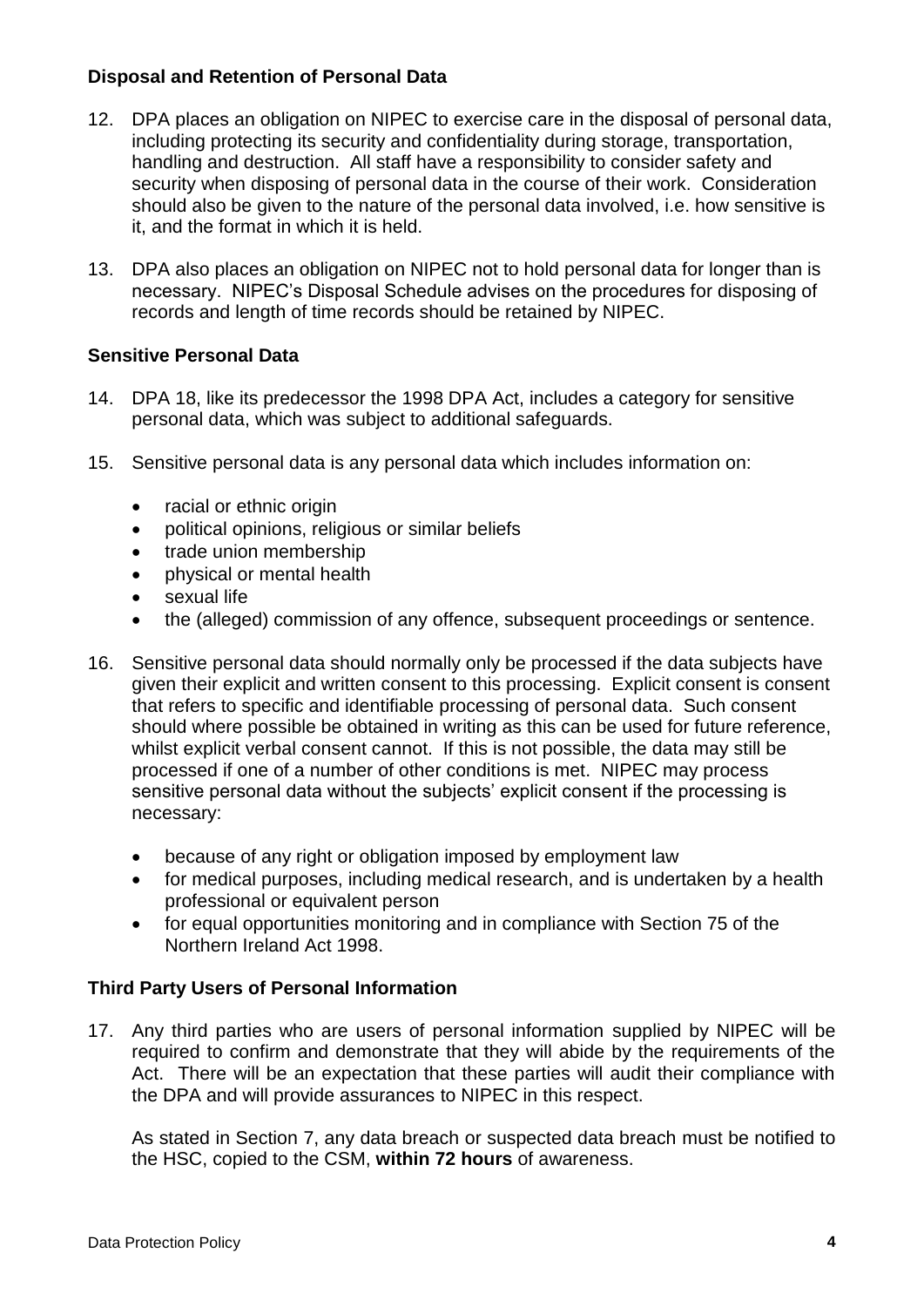### Disposal and Retention of Personal Data

12. DPA places an obligation on NIPEC to exercise care in the disposal of personal data, including protecting its security and confidentiality during storage, transportation, handling and destruction. All staff have a responsibility to consider safety and security when disposing of personal data in the course of their work. Consideration should also be given to the nature of the personal data involved, i.e. how sensitive is it, and the format in which it is held.

13. DPA also places an obligation on NIPEC not to hold personal data for longer than is necessary. NIPEC's Disposal Schedule advises on the procedures for disposing of records and length of time records should be retained by NIPEC.

### Sensitive Personal Data

14. DPA 18, like its predecessor the 1998 DPA Act, includes a category for sensitive personal data, which was subject to additional safeguards.

15. Sensitive personal data is any personal data which includes information on:

    - racial or ethnic origin
    - political opinions, religious or similar beliefs
    - trade union membership
    - physical or mental health
    - sexual life
    - the (alleged) commission of any offence, subsequent proceedings or sentence.

16. Sensitive personal data should normally only be processed if the data subjects have given their explicit and written consent to this processing. Explicit consent is consent that refers to specific and identifiable processing of personal data. Such consent should where possible be obtained in writing as this can be used for future reference, whilst explicit verbal consent cannot. If this is not possible, the data may still be processed if one of a number of other conditions is met. NIPEC may process sensitive personal data without the subjects' explicit consent if the processing is necessary:

    - because of any right or obligation imposed by employment law
    - for medical purposes, including medical research, and is undertaken by a health professional or equivalent person
    - for equal opportunities monitoring and in compliance with Section 75 of the Northern Ireland Act 1998.

### Third Party Users of Personal Information

17. Any third parties who are users of personal information supplied by NIPEC will be required to confirm and demonstrate that they will abide by the requirements of the Act. There will be an expectation that these parties will audit their compliance with the DPA and will provide assurances to NIPEC in this respect.

    As stated in Section 7, any data breach or suspected data breach must be notified to the HSC, copied to the CSM, **within 72 hours** of awareness.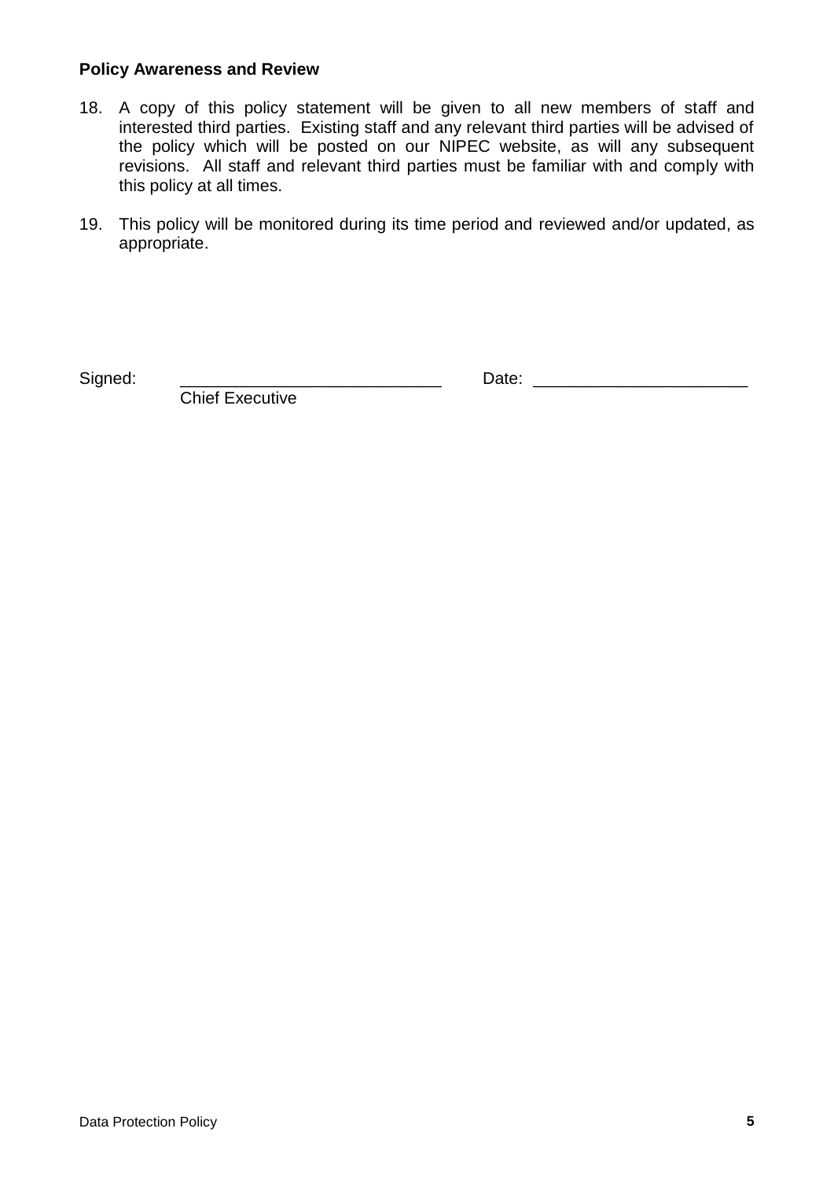**Policy Awareness and Review**

18. A copy of this policy statement will be given to all new members of staff and interested third parties. Existing staff and any relevant third parties will be advised of the policy which will be posted on our NIPEC website, as will any subsequent revisions. All staff and relevant third parties must be familiar with and comply with this policy at all times.

19. This policy will be monitored during its time period and reviewed and/or updated, as appropriate.

Signed: ____________________________ Date: _______________________
Chief Executive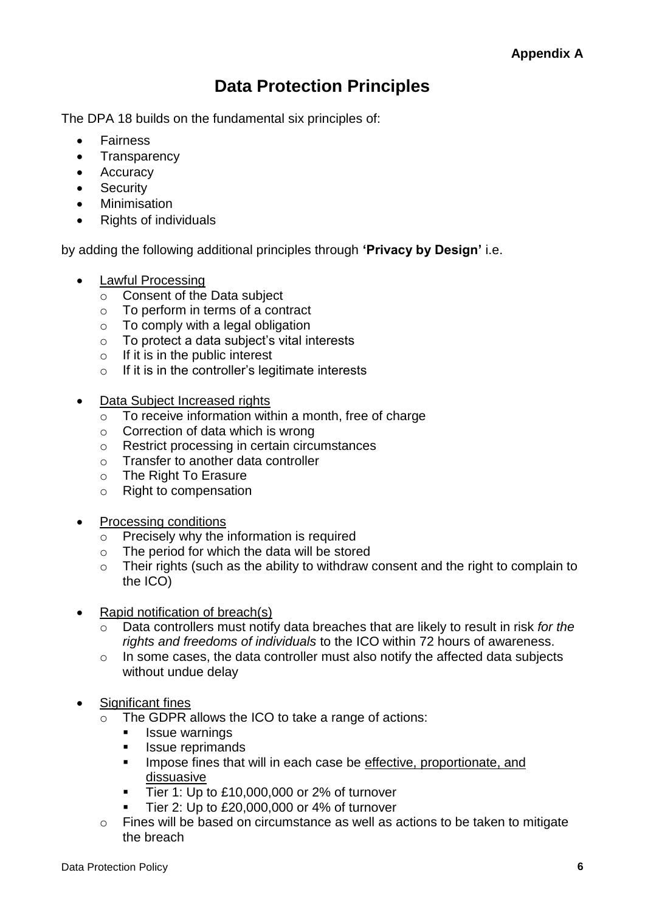**Appendix A**

# Data Protection Principles

The DPA 18 builds on the fundamental six principles of:

- Fairness
- Transparency
- Accuracy
- Security
- Minimisation
- Rights of individuals

by adding the following additional principles through **'Privacy by Design'** i.e.

- <u>Lawful Processing</u>
  - Consent of the Data subject
  - To perform in terms of a contract
  - To comply with a legal obligation
  - To protect a data subject's vital interests
  - If it is in the public interest
  - If it is in the controller's legitimate interests

- <u>Data Subject Increased rights</u>
  - To receive information within a month, free of charge
  - Correction of data which is wrong
  - Restrict processing in certain circumstances
  - Transfer to another data controller
  - The Right To Erasure
  - Right to compensation

- <u>Processing conditions</u>
  - Precisely why the information is required
  - The period for which the data will be stored
  - Their rights (such as the ability to withdraw consent and the right to complain to the ICO)

- <u>Rapid notification of breach(s)</u>
  - Data controllers must notify data breaches that are likely to result in risk *for the rights and freedoms of individuals* to the ICO within 72 hours of awareness.
  - In some cases, the data controller must also notify the affected data subjects without undue delay

- <u>Significant fines</u>
  - The GDPR allows the ICO to take a range of actions:
    - Issue warnings
    - Issue reprimands
    - Impose fines that will in each case be <u>effective, proportionate, and dissuasive</u>
    - Tier 1: Up to £10,000,000 or 2% of turnover
    - Tier 2: Up to £20,000,000 or 4% of turnover
  - Fines will be based on circumstance as well as actions to be taken to mitigate the breach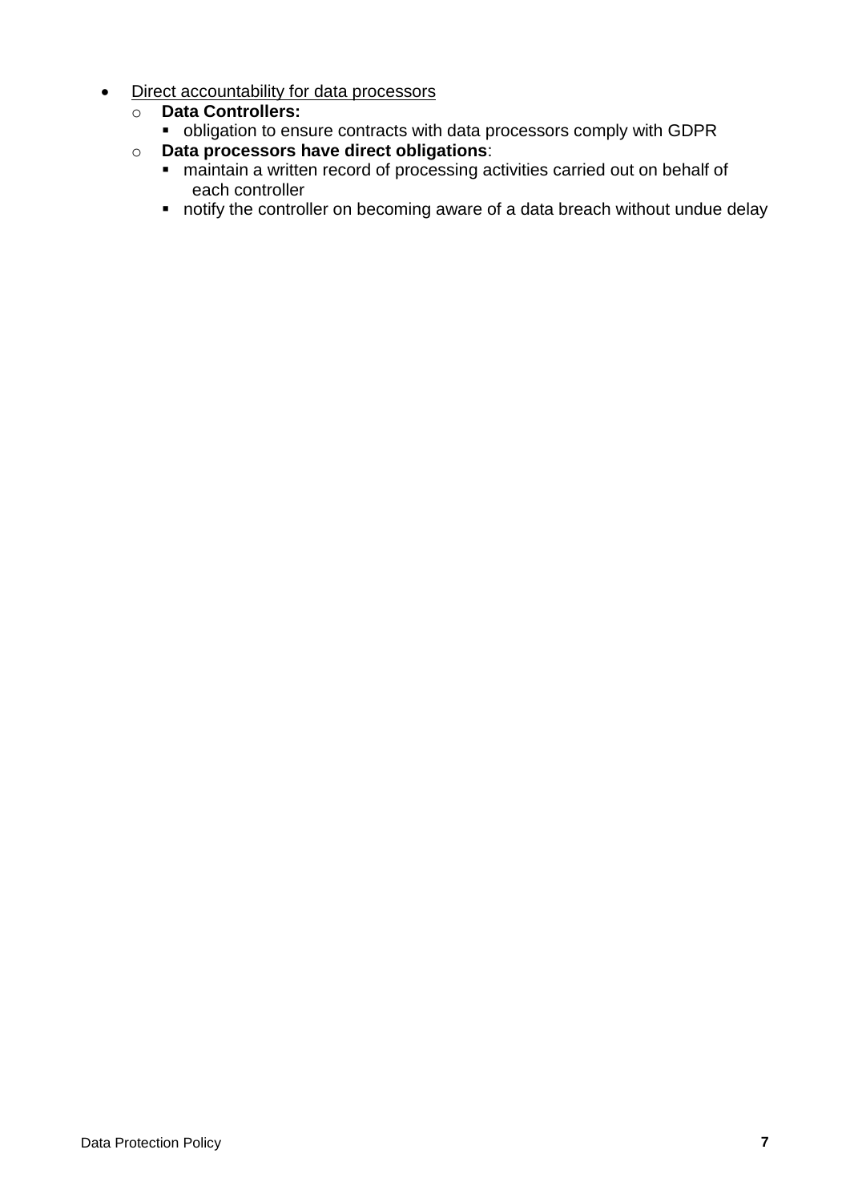- <u>Direct accountability for data processors</u>
  - **Data Controllers:**
    - obligation to ensure contracts with data processors comply with GDPR
  - **Data processors have direct obligations**:
    - maintain a written record of processing activities carried out on behalf of each controller
    - notify the controller on becoming aware of a data breach without undue delay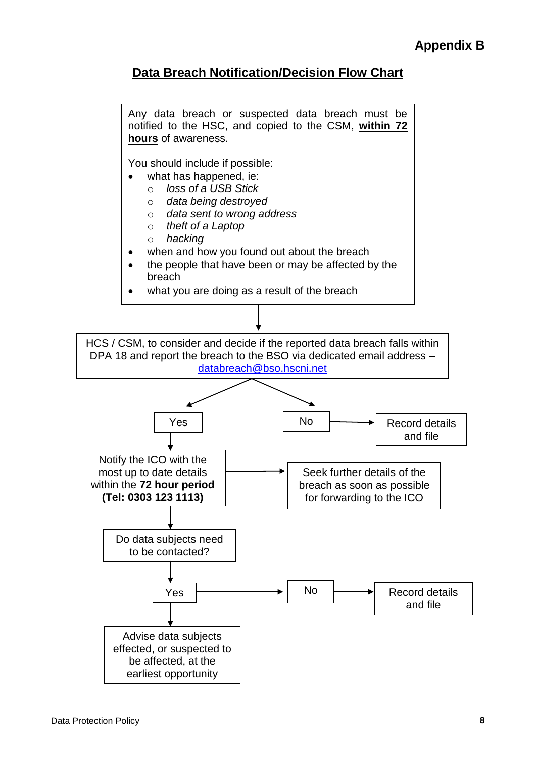**Appendix B**

## Data Breach Notification/Decision Flow Chart

Any data breach or suspected data breach must be notified to the HSC, and copied to the CSM, **within 72 hours** of awareness.

You should include if possible:

- what has happened, ie:
  - *loss of a USB Stick*
  - *data being destroyed*
  - *data sent to wrong address*
  - *theft of a Laptop*
  - *hacking*
- when and how you found out about the breach
- the people that have been or may be affected by the breach
- what you are doing as a result of the breach

↓

HCS / CSM, to consider and decide if the reported data breach falls within DPA 18 and report the breach to the BSO via dedicated email address – databreach@bso.hscni.net

- **Yes** → Notify the ICO with the most up to date details within the **72 hour period (Tel: 0303 123 1113)** → Seek further details of the breach as soon as possible for forwarding to the ICO
  - ↓ Do data subjects need to be contacted?
    - **Yes** → Advise data subjects effected, or suspected to be affected, at the earliest opportunity
    - **No** → Record details and file
- **No** → Record details and file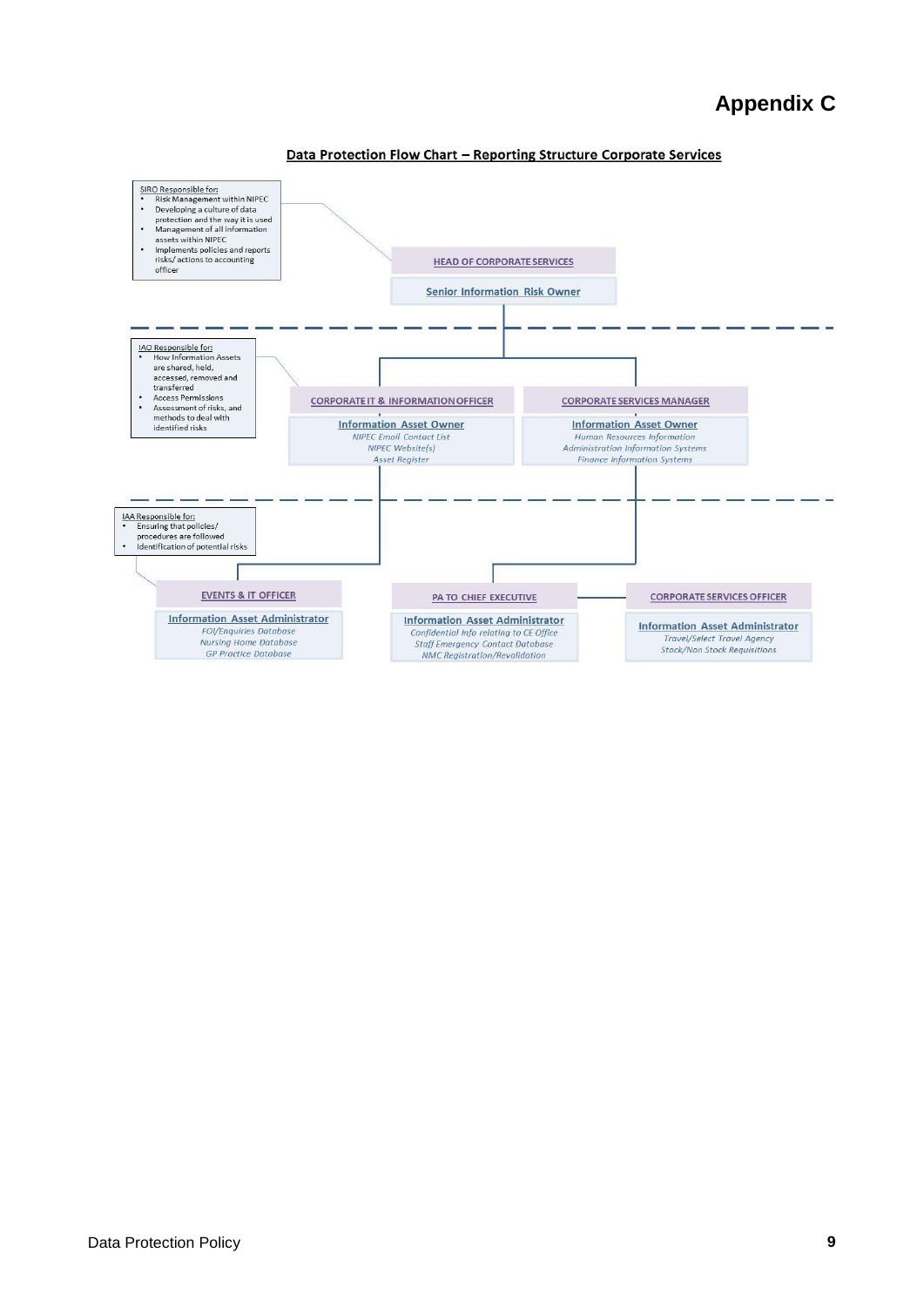# Appendix C

**Data Protection Flow Chart – Reporting Structure Corporate Services**

SIRO Responsible for:
- Risk Management within NIPEC
- Developing a culture of data protection and the way it is used
- Management of all information assets within NIPEC
- Implements policies and reports risks/ actions to accounting officer

HEAD OF CORPORATE SERVICES
Senior Information Risk Owner

IAO Responsible for:
- How Information Assets are shared, held, accessed, removed and transferred
- Access Permissions
- Assessment of risks, and methods to deal with identified risks

CORPORATE IT & INFORMATION OFFICER
Information Asset Owner
*NIPEC Email Contact List*
*NIPEC Website(s)*
*Asset Register*

CORPORATE SERVICES MANAGER
Information Asset Owner
*Human Resources Information*
*Administration Information Systems*
*Finance Information Systems*

IAA Responsible for:
- Ensuring that policies/ procedures are followed
- Identification of potential risks

EVENTS & IT OFFICER
Information Asset Administrator
*FOI/Enquiries Database*
*Nursing Home Database*
*GP Practice Database*

PA TO CHIEF EXECUTIVE
Information Asset Administrator
*Confidential Info relating to CE Office*
*Staff Emergency Contact Database*
*NMC Registration/Revalidation*

CORPORATE SERVICES OFFICER
Information Asset Administrator
*Travel/Select Travel Agency*
*Stock/Non Stock Requisitions*